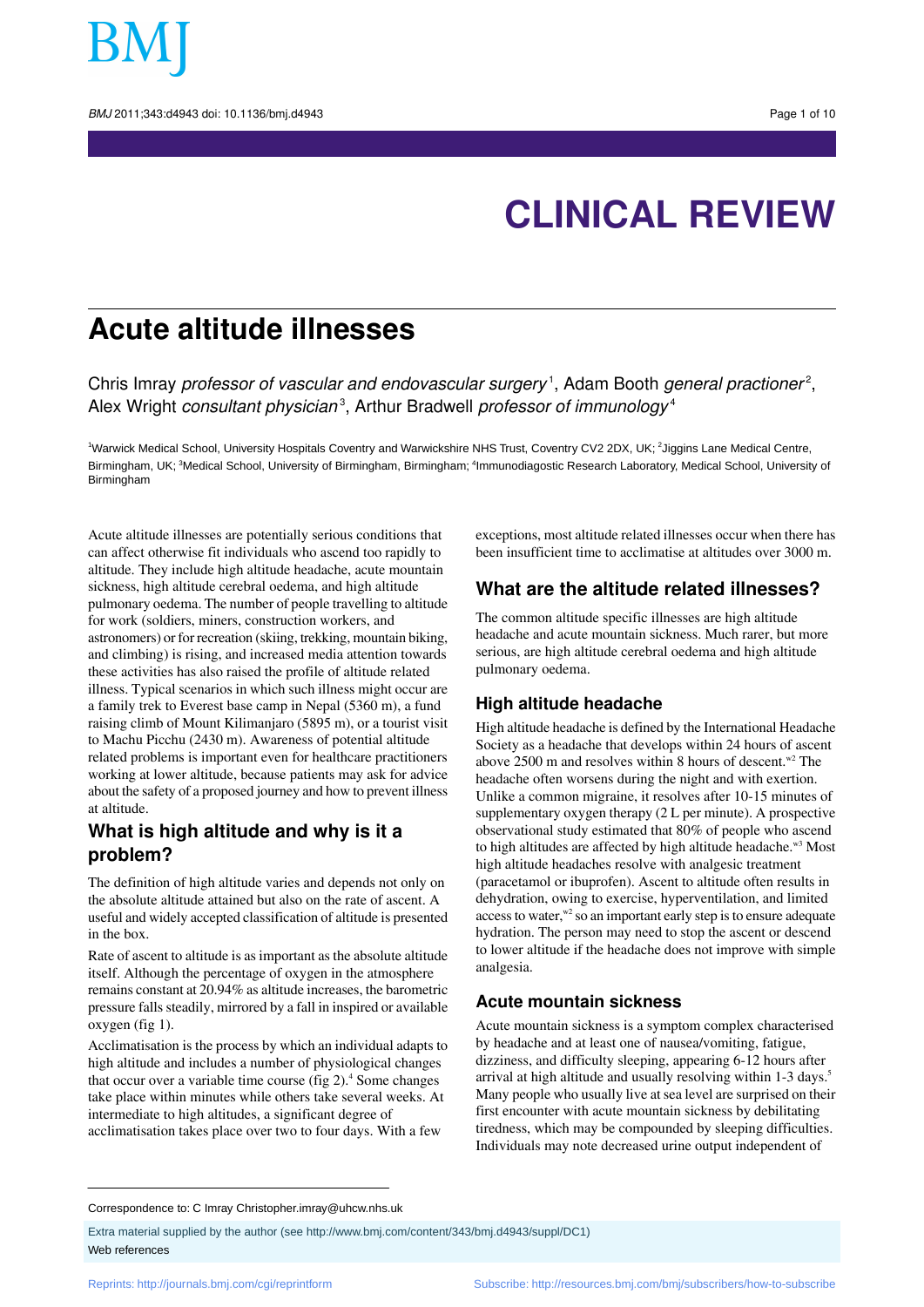# CLINICAL REVIEW

## Acute altitude illnesses

Chris Imray *professor of vascular and endovascular surgery*[1], Adam Booth *general practioner*[2], Alex Wright *consultant physician*[3], Arthur Bradwell *professor of immunology*[4]

[1]Warwick Medical School, University Hospitals Coventry and Warwickshire NHS Trust, Coventry CV2 2DX, UK; [2]Jiggins Lane Medical Centre, Birmingham, UK; [3]Medical School, University of Birmingham, Birmingham; [4]Immunodiagostic Research Laboratory, Medical School, University of Birmingham

Acute altitude illnesses are potentially serious conditions that can affect otherwise fit individuals who ascend too rapidly to altitude. They include high altitude headache, acute mountain sickness, high altitude cerebral oedema, and high altitude pulmonary oedema. The number of people travelling to altitude for work (soldiers, miners, construction workers, and astronomers) or for recreation (skiing, trekking, mountain biking, and climbing) is rising, and increased media attention towards these activities has also raised the profile of altitude related illness. Typical scenarios in which such illness might occur are a family trek to Everest base camp in Nepal (5360 m), a fund raising climb of Mount Kilimanjaro (5895 m), or a tourist visit to Machu Picchu (2430 m). Awareness of potential altitude related problems is important even for healthcare practitioners working at lower altitude, because patients may ask for advice about the safety of a proposed journey and how to prevent illness at altitude.

### What is high altitude and why is it a problem?

The definition of high altitude varies and depends not only on the absolute altitude attained but also on the rate of ascent. A useful and widely accepted classification of altitude is presented in the box.

Rate of ascent to altitude is as important as the absolute altitude itself. Although the percentage of oxygen in the atmosphere remains constant at 20.94% as altitude increases, the barometric pressure falls steadily, mirrored by a fall in inspired or available oxygen (fig 1).

Acclimatisation is the process by which an individual adapts to high altitude and includes a number of physiological changes that occur over a variable time course (fig 2).[4] Some changes take place within minutes while others take several weeks. At intermediate to high altitudes, a significant degree of acclimatisation takes place over two to four days. With a few exceptions, most altitude related illnesses occur when there has been insufficient time to acclimatise at altitudes over 3000 m.

### What are the altitude related illnesses?

The common altitude specific illnesses are high altitude headache and acute mountain sickness. Much rarer, but more serious, are high altitude cerebral oedema and high altitude pulmonary oedema.

#### High altitude headache

High altitude headache is defined by the International Headache Society as a headache that develops within 24 hours of ascent above 2500 m and resolves within 8 hours of descent.[w2] The headache often worsens during the night and with exertion. Unlike a common migraine, it resolves after 10-15 minutes of supplementary oxygen therapy (2 L per minute). A prospective observational study estimated that 80% of people who ascend to high altitudes are affected by high altitude headache.[w3] Most high altitude headaches resolve with analgesic treatment (paracetamol or ibuprofen). Ascent to altitude often results in dehydration, owing to exercise, hyperventilation, and limited access to water,[w2] so an important early step is to ensure adequate hydration. The person may need to stop the ascent or descend to lower altitude if the headache does not improve with simple analgesia.

#### Acute mountain sickness

Acute mountain sickness is a symptom complex characterised by headache and at least one of nausea/vomiting, fatigue, dizziness, and difficulty sleeping, appearing 6-12 hours after arrival at high altitude and usually resolving within 1-3 days.[5] Many people who usually live at sea level are surprised on their first encounter with acute mountain sickness by debilitating tiredness, which may be compounded by sleeping difficulties. Individuals may note decreased urine output independent of

---

Correspondence to: C Imray Christopher.imray@uhcw.nhs.uk

Extra material supplied by the author (see http://www.bmj.com/content/343/bmj.d4943/suppl/DC1)

Web references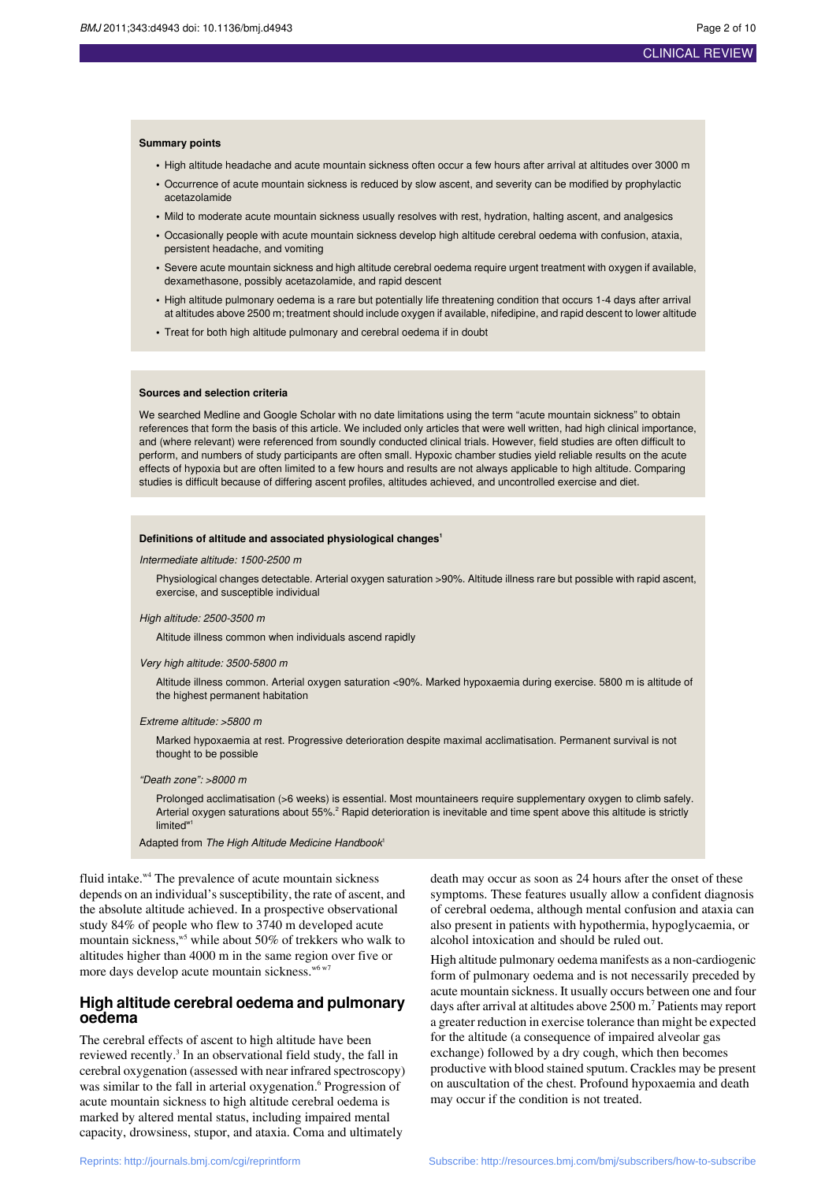**Summary points**

- High altitude headache and acute mountain sickness often occur a few hours after arrival at altitudes over 3000 m
- Occurrence of acute mountain sickness is reduced by slow ascent, and severity can be modified by prophylactic acetazolamide
- Mild to moderate acute mountain sickness usually resolves with rest, hydration, halting ascent, and analgesics
- Occasionally people with acute mountain sickness develop high altitude cerebral oedema with confusion, ataxia, persistent headache, and vomiting
- Severe acute mountain sickness and high altitude cerebral oedema require urgent treatment with oxygen if available, dexamethasone, possibly acetazolamide, and rapid descent
- High altitude pulmonary oedema is a rare but potentially life threatening condition that occurs 1-4 days after arrival at altitudes above 2500 m; treatment should include oxygen if available, nifedipine, and rapid descent to lower altitude
- Treat for both high altitude pulmonary and cerebral oedema if in doubt

**Sources and selection criteria**

We searched Medline and Google Scholar with no date limitations using the term "acute mountain sickness" to obtain references that form the basis of this article. We included only articles that were well written, had high clinical importance, and (where relevant) were referenced from soundly conducted clinical trials. However, field studies are often difficult to perform, and numbers of study participants are often small. Hypoxic chamber studies yield reliable results on the acute effects of hypoxia but are often limited to a few hours and results are not always applicable to high altitude. Comparing studies is difficult because of differing ascent profiles, altitudes achieved, and uncontrolled exercise and diet.

**Definitions of altitude and associated physiological changes**[1]

*Intermediate altitude: 1500-2500 m*

Physiological changes detectable. Arterial oxygen saturation >90%. Altitude illness rare but possible with rapid ascent, exercise, and susceptible individual

*High altitude: 2500-3500 m*

Altitude illness common when individuals ascend rapidly

*Very high altitude: 3500-5800 m*

Altitude illness common. Arterial oxygen saturation <90%. Marked hypoxaemia during exercise. 5800 m is altitude of the highest permanent habitation

*Extreme altitude: >5800 m*

Marked hypoxaemia at rest. Progressive deterioration despite maximal acclimatisation. Permanent survival is not thought to be possible

*"Death zone": >8000 m*

Prolonged acclimatisation (>6 weeks) is essential. Most mountaineers require supplementary oxygen to climb safely. Arterial oxygen saturations about 55%.[2] Rapid deterioration is inevitable and time spent above this altitude is strictly limited[w1]

Adapted from *The High Altitude Medicine Handbook*[1]

fluid intake.[w4] The prevalence of acute mountain sickness depends on an individual's susceptibility, the rate of ascent, and the absolute altitude achieved. In a prospective observational study 84% of people who flew to 3740 m developed acute mountain sickness,[w5] while about 50% of trekkers who walk to altitudes higher than 4000 m in the same region over five or more days develop acute mountain sickness.[w6 w7]

## High altitude cerebral oedema and pulmonary oedema

The cerebral effects of ascent to high altitude have been reviewed recently.[3] In an observational field study, the fall in cerebral oxygenation (assessed with near infrared spectroscopy) was similar to the fall in arterial oxygenation.[6] Progression of acute mountain sickness to high altitude cerebral oedema is marked by altered mental status, including impaired mental capacity, drowsiness, stupor, and ataxia. Coma and ultimately death may occur as soon as 24 hours after the onset of these symptoms. These features usually allow a confident diagnosis of cerebral oedema, although mental confusion and ataxia can also present in patients with hypothermia, hypoglycaemia, or alcohol intoxication and should be ruled out.

High altitude pulmonary oedema manifests as a non-cardiogenic form of pulmonary oedema and is not necessarily preceded by acute mountain sickness. It usually occurs between one and four days after arrival at altitudes above 2500 m.[7] Patients may report a greater reduction in exercise tolerance than might be expected for the altitude (a consequence of impaired alveolar gas exchange) followed by a dry cough, which then becomes productive with blood stained sputum. Crackles may be present on auscultation of the chest. Profound hypoxaemia and death may occur if the condition is not treated.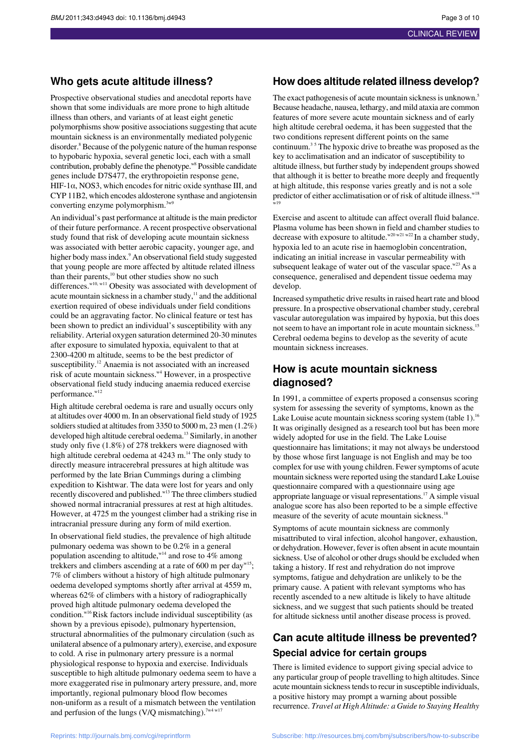## Who gets acute altitude illness?

Prospective observational studies and anecdotal reports have shown that some individuals are more prone to high altitude illness than others, and variants of at least eight genetic polymorphisms show positive associations suggesting that acute mountain sickness is an environmentally mediated polygenic disorder.[8] Because of the polygenic nature of the human response to hypobaric hypoxia, several genetic loci, each with a small contribution, probably define the phenotype.[w8] Possible candidate genes include D7S477, the erythropoietin response gene, HIF-1α, NOS3, which encodes for nitric oxide synthase III, and CYP 11B2, which encodes aldosterone synthase and angiotensin converting enzyme polymorphism.[3w9]

An individual's past performance at altitude is the main predictor of their future performance. A recent prospective observational study found that risk of developing acute mountain sickness was associated with better aerobic capacity, younger age, and higher body mass index.[9] An observational field study suggested that young people are more affected by altitude related illness than their parents,[10] but other studies show no such differences.[w10, w11] Obesity was associated with development of acute mountain sickness in a chamber study,[11] and the additional exertion required of obese individuals under field conditions could be an aggravating factor. No clinical feature or test has been shown to predict an individual's susceptibility with any reliability. Arterial oxygen saturation determined 20-30 minutes after exposure to simulated hypoxia, equivalent to that at 2300-4200 m altitude, seems to be the best predictor of susceptibility.[12] Anaemia is not associated with an increased risk of acute mountain sickness.[w4] However, in a prospective observational field study inducing anaemia reduced exercise performance.[w12]

High altitude cerebral oedema is rare and usually occurs only at altitudes over 4000 m. In an observational field study of 1925 soldiers studied at altitudes from 3350 to 5000 m, 23 men (1.2%) developed high altitude cerebral oedema.[13] Similarly, in another study only five (1.8%) of 278 trekkers were diagnosed with high altitude cerebral oedema at 4243 m.[14] The only study to directly measure intracerebral pressures at high altitude was performed by the late Brian Cummings during a climbing expedition to Kishtwar. The data were lost for years and only recently discovered and published.[w13] The three climbers studied showed normal intracranial pressures at rest at high altitudes. However, at 4725 m the youngest climber had a striking rise in intracranial pressure during any form of mild exertion.

In observational field studies, the prevalence of high altitude pulmonary oedema was shown to be 0.2% in a general population ascending to altitude,[w14] and rose to 4% among trekkers and climbers ascending at a rate of 600 m per day[w15]; 7% of climbers without a history of high altitude pulmonary oedema developed symptoms shortly after arrival at 4559 m, whereas 62% of climbers with a history of radiographically proved high altitude pulmonary oedema developed the condition.[w16] Risk factors include individual susceptibility (as shown by a previous episode), pulmonary hypertension, structural abnormalities of the pulmonary circulation (such as unilateral absence of a pulmonary artery), exercise, and exposure to cold. A rise in pulmonary artery pressure is a normal physiological response to hypoxia and exercise. Individuals susceptible to high altitude pulmonary oedema seem to have a more exaggerated rise in pulmonary artery pressure, and, more importantly, regional pulmonary blood flow becomes non-uniform as a result of a mismatch between the ventilation and perfusion of the lungs (V/Q mismatching).[7w4 w17]

## How does altitude related illness develop?

The exact pathogenesis of acute mountain sickness is unknown.[5] Because headache, nausea, lethargy, and mild ataxia are common features of more severe acute mountain sickness and of early high altitude cerebral oedema, it has been suggested that the two conditions represent different points on the same continuum.[3 5] The hypoxic drive to breathe was proposed as the key to acclimatisation and an indicator of susceptibility to altitude illness, but further study by independent groups showed that although it is better to breathe more deeply and frequently at high altitude, this response varies greatly and is not a sole predictor of either acclimatisation or of risk of altitude illness.[w18 w19]

Exercise and ascent to altitude can affect overall fluid balance. Plasma volume has been shown in field and chamber studies to decrease with exposure to altitude.[w20 w21 w22] In a chamber study, hypoxia led to an acute rise in haemoglobin concentration, indicating an initial increase in vascular permeability with subsequent leakage of water out of the vascular space.[w23] As a consequence, generalised and dependent tissue oedema may develop.

Increased sympathetic drive results in raised heart rate and blood pressure. In a prospective observational chamber study, cerebral vascular autoregulation was impaired by hypoxia, but this does not seem to have an important role in acute mountain sickness.[15] Cerebral oedema begins to develop as the severity of acute mountain sickness increases.

## How is acute mountain sickness diagnosed?

In 1991, a committee of experts proposed a consensus scoring system for assessing the severity of symptoms, known as the Lake Louise acute mountain sickness scoring system (table 1).[16] It was originally designed as a research tool but has been more widely adopted for use in the field. The Lake Louise questionnaire has limitations; it may not always be understood by those whose first language is not English and may be too complex for use with young children. Fewer symptoms of acute mountain sickness were reported using the standard Lake Louise questionnaire compared with a questionnaire using age appropriate language or visual representations.[17] A simple visual analogue score has also been reported to be a simple effective measure of the severity of acute mountain sickness.[18]

Symptoms of acute mountain sickness are commonly misattributed to viral infection, alcohol hangover, exhaustion, or dehydration. However, fever is often absent in acute mountain sickness. Use of alcohol or other drugs should be excluded when taking a history. If rest and rehydration do not improve symptoms, fatigue and dehydration are unlikely to be the primary cause. A patient with relevant symptoms who has recently ascended to a new altitude is likely to have altitude sickness, and we suggest that such patients should be treated for altitude sickness until another disease process is proved.

## Can acute altitude illness be prevented?

### Special advice for certain groups

There is limited evidence to support giving special advice to any particular group of people travelling to high altitudes. Since acute mountain sickness tends to recur in susceptible individuals, a positive history may prompt a warning about possible recurrence. *Travel at High Altitude: a Guide to Staying Healthy*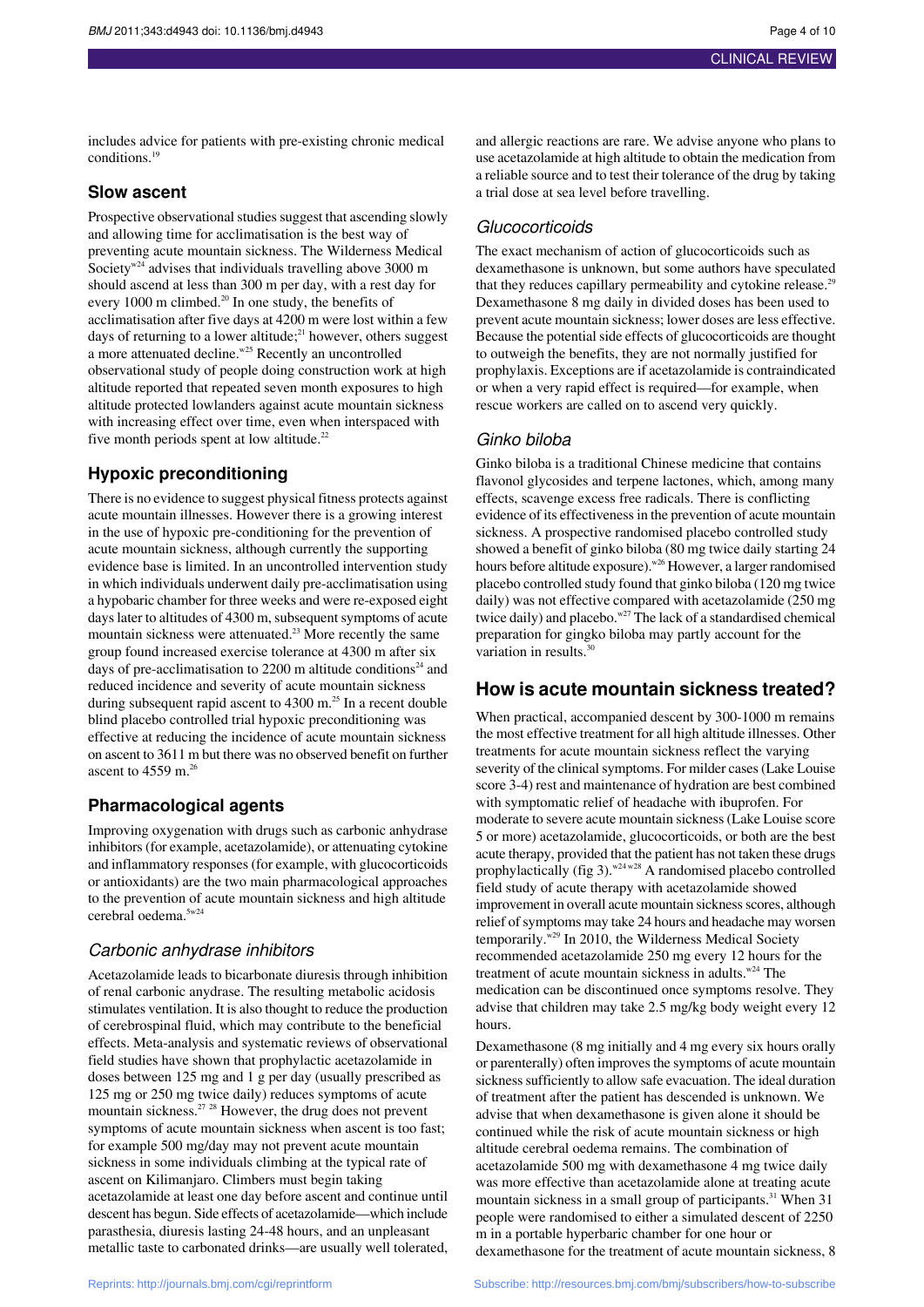includes advice for patients with pre-existing chronic medical conditions.[19]

## Slow ascent

Prospective observational studies suggest that ascending slowly and allowing time for acclimatisation is the best way of preventing acute mountain sickness. The Wilderness Medical Society[w24] advises that individuals travelling above 3000 m should ascend at less than 300 m per day, with a rest day for every 1000 m climbed.[20] In one study, the benefits of acclimatisation after five days at 4200 m were lost within a few days of returning to a lower altitude;[21] however, others suggest a more attenuated decline.[w25] Recently an uncontrolled observational study of people doing construction work at high altitude reported that repeated seven month exposures to high altitude protected lowlanders against acute mountain sickness with increasing effect over time, even when interspaced with five month periods spent at low altitude.[22]

## Hypoxic preconditioning

There is no evidence to suggest physical fitness protects against acute mountain illnesses. However there is a growing interest in the use of hypoxic pre-conditioning for the prevention of acute mountain sickness, although currently the supporting evidence base is limited. In an uncontrolled intervention study in which individuals underwent daily pre-acclimatisation using a hypobaric chamber for three weeks and were re-exposed eight days later to altitudes of 4300 m, subsequent symptoms of acute mountain sickness were attenuated.[23] More recently the same group found increased exercise tolerance at 4300 m after six days of pre-acclimatisation to 2200 m altitude conditions[24] and reduced incidence and severity of acute mountain sickness during subsequent rapid ascent to 4300 m.[25] In a recent double blind placebo controlled trial hypoxic preconditioning was effective at reducing the incidence of acute mountain sickness on ascent to 3611 m but there was no observed benefit on further ascent to 4559 m.[26]

## Pharmacological agents

Improving oxygenation with drugs such as carbonic anhydrase inhibitors (for example, acetazolamide), or attenuating cytokine and inflammatory responses (for example, with glucocorticoids or antioxidants) are the two main pharmacological approaches to the prevention of acute mountain sickness and high altitude cerebral oedema.[5,w24]

### *Carbonic anhydrase inhibitors*

Acetazolamide leads to bicarbonate diuresis through inhibition of renal carbonic anydrase. The resulting metabolic acidosis stimulates ventilation. It is also thought to reduce the production of cerebrospinal fluid, which may contribute to the beneficial effects. Meta-analysis and systematic reviews of observational field studies have shown that prophylactic acetazolamide in doses between 125 mg and 1 g per day (usually prescribed as 125 mg or 250 mg twice daily) reduces symptoms of acute mountain sickness.[27,28] However, the drug does not prevent symptoms of acute mountain sickness when ascent is too fast; for example 500 mg/day may not prevent acute mountain sickness in some individuals climbing at the typical rate of ascent on Kilimanjaro. Climbers must begin taking acetazolamide at least one day before ascent and continue until descent has begun. Side effects of acetazolamide—which include parasthesia, diuresis lasting 24-48 hours, and an unpleasant metallic taste to carbonated drinks—are usually well tolerated, and allergic reactions are rare. We advise anyone who plans to use acetazolamide at high altitude to obtain the medication from a reliable source and to test their tolerance of the drug by taking a trial dose at sea level before travelling.

### *Glucocorticoids*

The exact mechanism of action of glucocorticoids such as dexamethasone is unknown, but some authors have speculated that they reduces capillary permeability and cytokine release.[29] Dexamethasone 8 mg daily in divided doses has been used to prevent acute mountain sickness; lower doses are less effective. Because the potential side effects of glucocorticoids are thought to outweigh the benefits, they are not normally justified for prophylaxis. Exceptions are if acetazolamide is contraindicated or when a very rapid effect is required—for example, when rescue workers are called on to ascend very quickly.

### *Ginko biloba*

Ginko biloba is a traditional Chinese medicine that contains flavonol glycosides and terpene lactones, which, among many effects, scavenge excess free radicals. There is conflicting evidence of its effectiveness in the prevention of acute mountain sickness. A prospective randomised placebo controlled study showed a benefit of ginko biloba (80 mg twice daily starting 24 hours before altitude exposure).[w26] However, a larger randomised placebo controlled study found that ginko biloba (120 mg twice daily) was not effective compared with acetazolamide (250 mg twice daily) and placebo.[w27] The lack of a standardised chemical preparation for gingko biloba may partly account for the variation in results.[30]

## How is acute mountain sickness treated?

When practical, accompanied descent by 300-1000 m remains the most effective treatment for all high altitude illnesses. Other treatments for acute mountain sickness reflect the varying severity of the clinical symptoms. For milder cases (Lake Louise score 3-4) rest and maintenance of hydration are best combined with symptomatic relief of headache with ibuprofen. For moderate to severe acute mountain sickness (Lake Louise score 5 or more) acetazolamide, glucocorticoids, or both are the best acute therapy, provided that the patient has not taken these drugs prophylactically (fig 3).[w24,w28] A randomised placebo controlled field study of acute therapy with acetazolamide showed improvement in overall acute mountain sickness scores, although relief of symptoms may take 24 hours and headache may worsen temporarily.[w29] In 2010, the Wilderness Medical Society recommended acetazolamide 250 mg every 12 hours for the treatment of acute mountain sickness in adults.[w24] The medication can be discontinued once symptoms resolve. They advise that children may take 2.5 mg/kg body weight every 12 hours.

Dexamethasone (8 mg initially and 4 mg every six hours orally or parenterally) often improves the symptoms of acute mountain sickness sufficiently to allow safe evacuation. The ideal duration of treatment after the patient has descended is unknown. We advise that when dexamethasone is given alone it should be continued while the risk of acute mountain sickness or high altitude cerebral oedema remains. The combination of acetazolamide 500 mg with dexamethasone 4 mg twice daily was more effective than acetazolamide alone at treating acute mountain sickness in a small group of participants.[31] When 31 people were randomised to either a simulated descent of 2250 m in a portable hyperbaric chamber for one hour or dexamethasone for the treatment of acute mountain sickness, 8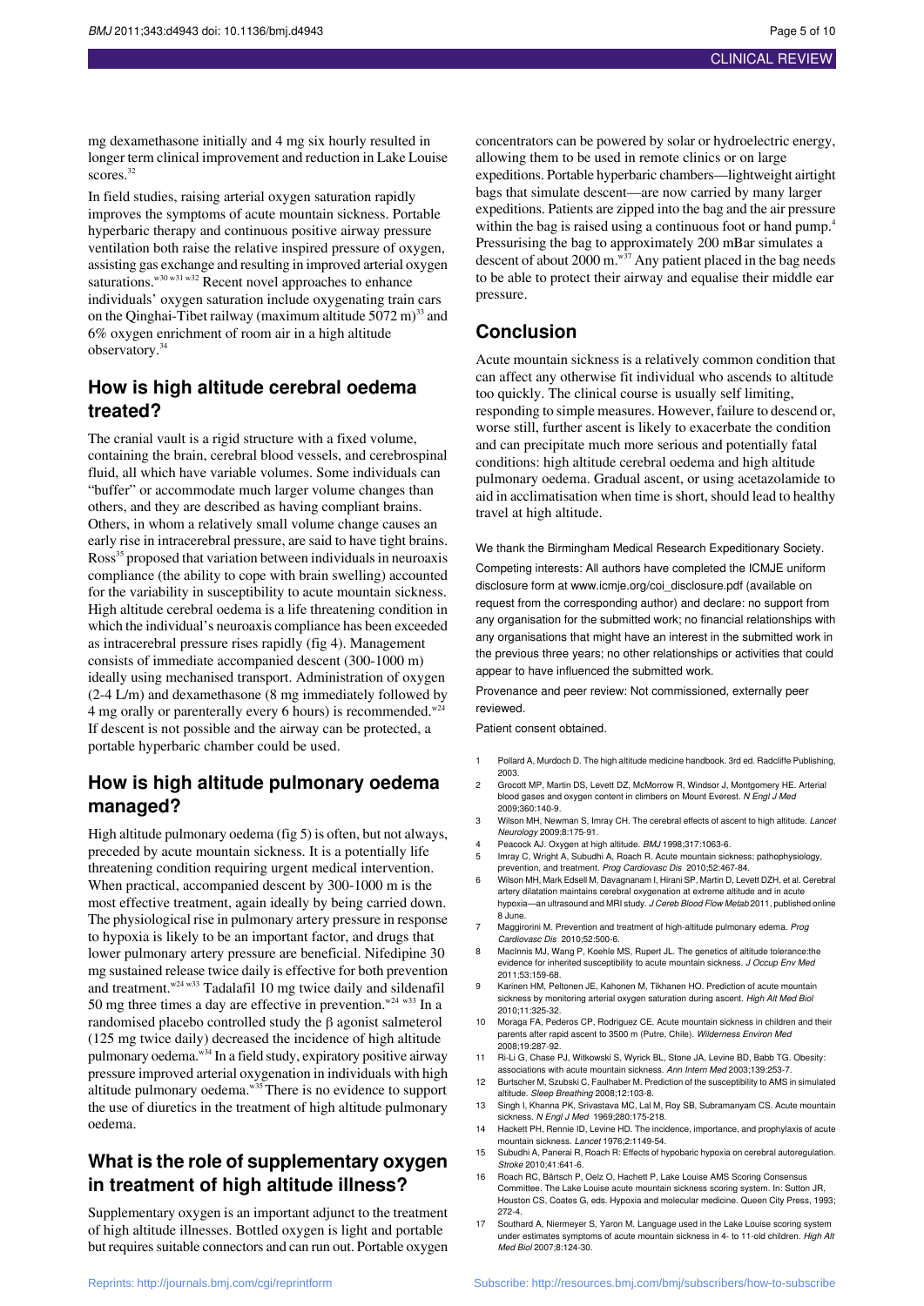mg dexamethasone initially and 4 mg six hourly resulted in longer term clinical improvement and reduction in Lake Louise scores.[32]

In field studies, raising arterial oxygen saturation rapidly improves the symptoms of acute mountain sickness. Portable hyperbaric therapy and continuous positive airway pressure ventilation both raise the relative inspired pressure of oxygen, assisting gas exchange and resulting in improved arterial oxygen saturations.[w30 w31 w32] Recent novel approaches to enhance individuals' oxygen saturation include oxygenating train cars on the Qinghai-Tibet railway (maximum altitude 5072 m)[33] and 6% oxygen enrichment of room air in a high altitude observatory.[34]

## How is high altitude cerebral oedema treated?

The cranial vault is a rigid structure with a fixed volume, containing the brain, cerebral blood vessels, and cerebrospinal fluid, all which have variable volumes. Some individuals can "buffer" or accommodate much larger volume changes than others, and they are described as having compliant brains. Others, in whom a relatively small volume change causes an early rise in intracerebral pressure, are said to have tight brains. Ross[35] proposed that variation between individuals in neuroaxis compliance (the ability to cope with brain swelling) accounted for the variability in susceptibility to acute mountain sickness. High altitude cerebral oedema is a life threatening condition in which the individual's neuroaxis compliance has been exceeded as intracerebral pressure rises rapidly (fig 4). Management consists of immediate accompanied descent (300-1000 m) ideally using mechanised transport. Administration of oxygen (2-4 L/m) and dexamethasone (8 mg immediately followed by 4 mg orally or parenterally every 6 hours) is recommended.[w24] If descent is not possible and the airway can be protected, a portable hyperbaric chamber could be used.

## How is high altitude pulmonary oedema managed?

High altitude pulmonary oedema (fig 5) is often, but not always, preceded by acute mountain sickness. It is a potentially life threatening condition requiring urgent medical intervention. When practical, accompanied descent by 300-1000 m is the most effective treatment, again ideally by being carried down. The physiological rise in pulmonary artery pressure in response to hypoxia is likely to be an important factor, and drugs that lower pulmonary artery pressure are beneficial. Nifedipine 30 mg sustained release twice daily is effective for both prevention and treatment.[w24 w33] Tadalafil 10 mg twice daily and sildenafil 50 mg three times a day are effective in prevention.[w24 w33] In a randomised placebo controlled study the β agonist salmeterol (125 mg twice daily) decreased the incidence of high altitude pulmonary oedema.[w34] In a field study, expiratory positive airway pressure improved arterial oxygenation in individuals with high altitude pulmonary oedema.[w35] There is no evidence to support the use of diuretics in the treatment of high altitude pulmonary oedema.

## What is the role of supplementary oxygen in treatment of high altitude illness?

Supplementary oxygen is an important adjunct to the treatment of high altitude illnesses. Bottled oxygen is light and portable but requires suitable connectors and can run out. Portable oxygen concentrators can be powered by solar or hydroelectric energy, allowing them to be used in remote clinics or on large expeditions. Portable hyperbaric chambers—lightweight airtight bags that simulate descent—are now carried by many larger expeditions. Patients are zipped into the bag and the air pressure within the bag is raised using a continuous foot or hand pump.[4] Pressurising the bag to approximately 200 mBar simulates a descent of about 2000 m.[w37] Any patient placed in the bag needs to be able to protect their airway and equalise their middle ear pressure.

## Conclusion

Acute mountain sickness is a relatively common condition that can affect any otherwise fit individual who ascends to altitude too quickly. The clinical course is usually self limiting, responding to simple measures. However, failure to descend or, worse still, further ascent is likely to exacerbate the condition and can precipitate much more serious and potentially fatal conditions: high altitude cerebral oedema and high altitude pulmonary oedema. Gradual ascent, or using acetazolamide to aid in acclimatisation when time is short, should lead to healthy travel at high altitude.

We thank the Birmingham Medical Research Expeditionary Society.

Competing interests: All authors have completed the ICMJE uniform disclosure form at www.icmje.org/coi_disclosure.pdf (available on request from the corresponding author) and declare: no support from any organisation for the submitted work; no financial relationships with any organisations that might have an interest in the submitted work in the previous three years; no other relationships or activities that could appear to have influenced the submitted work.

Provenance and peer review: Not commissioned, externally peer reviewed.

Patient consent obtained.

1. Pollard A, Murdoch D. The high altitude medicine handbook. 3rd ed. Radcliffe Publishing, 2003.
2. Grocott MP, Martin DS, Levett DZ, McMorrow R, Windsor J, Montgomery HE. Arterial blood gases and oxygen content in climbers on Mount Everest. *N Engl J Med* 2009;360:140-9.
3. Wilson MH, Newman S, Imray CH. The cerebral effects of ascent to high altitude. *Lancet Neurology* 2009;8:175-91.
4. Peacock AJ. Oxygen at high altitude. *BMJ* 1998;317:1063-6.
5. Imray C, Wright A, Subudhi A, Roach R. Acute mountain sickness; pathophysiology, prevention, and treatment. *Prog Cardiovasc Dis* 2010;52:467-84.
6. Wilson MH, Mark Edsell M, Davagnanam I, Hirani SP, Martin D, Levett DZH, et al. Cerebral artery dilatation maintains cerebral oxygenation at extreme altitude and in acute hypoxia—an ultrasound and MRI study. *J Cereb Blood Flow Metab* 2011, published online 8 June.
7. Maggirorini M. Prevention and treatment of high-altitude pulmonary edema. *Prog Cardiovasc Dis* 2010;52:500-6.
8. MacInnis MJ, Wang P, Koehle MS, Rupert JL. The genetics of altitude tolerance:the evidence for inherited susceptibility to acute mountain sickness. *J Occup Env Med* 2011;53:159-68.
9. Karinen HM, Peltonen JE, Kahonen M, Tikhanen HO. Prediction of acute mountain sickness by monitoring arterial oxygen saturation during ascent. *High Alt Med Biol* 2010;11:325-32.
10. Moraga FA, Pederos CP, Rodriguez CE. Acute mountain sickness in children and their parents after rapid ascent to 3500 m (Putre, Chile). *Wilderness Environ Med* 2008;19:287-92.
11. Ri-Li G, Chase PJ, Witkowski S, Wyrick BL, Stone JA, Levine BD, Babb TG. Obesity: associations with acute mountain sickness. *Ann Intern Med* 2003;139:253-7.
12. Burtscher M, Szubski C, Faulhaber M. Prediction of the susceptibility to AMS in simulated altitude. *Sleep Breathing* 2008;12:103-8.
13. Singh I, Khanna PK, Srivastava MC, Lal M, Roy SB, Subramanyam CS. Acute mountain sickness. *N Engl J Med* 1969;280:175-218.
14. Hackett PH, Rennie ID, Levine HD. The incidence, importance, and prophylaxis of acute mountain sickness. *Lancet* 1976;2:1149-54.
15. Subudhi A, Panerai R, Roach R: Effects of hypobaric hypoxia on cerebral autoregulation. *Stroke* 2010;41:641-6.
16. Roach RC, Bärtsch P, Oelz O, Hachett P, Lake Louise AMS Scoring Consensus Committee. The Lake Louise acute mountain sickness scoring system. In: Sutton JR, Houston CS, Coates G, eds. Hypoxia and molecular medicine. Queen City Press, 1993; 272-4.
17. Southard A, Niermeyer S, Yaron M. Language used in the Lake Louise scoring system under estimates symptoms of acute mountain sickness in 4- to 11-old children. *High Alt Med Biol* 2007;8:124-30.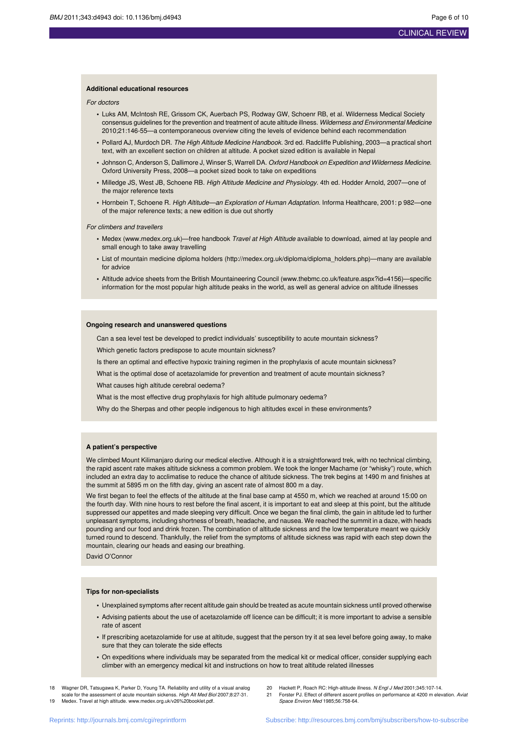### Additional educational resources

*For doctors*

- Luks AM, McIntosh RE, Grissom CK, Auerbach PS, Rodway GW, Schoenr RB, et al. Wilderness Medical Society consensus guidelines for the prevention and treatment of acute altitude illness. *Wilderness and Environmental Medicine* 2010;21:146-55—a contemporaneous overview citing the levels of evidence behind each recommendation
- Pollard AJ, Murdoch DR. *The High Altitude Medicine Handbook*. 3rd ed. Radcliffe Publishing, 2003—a practical short text, with an excellent section on children at altitude. A pocket sized edition is available in Nepal
- Johnson C, Anderson S, Dallimore J, Winser S, Warrell DA. *Oxford Handbook on Expedition and Wilderness Medicine*. Oxford University Press, 2008—a pocket sized book to take on expeditions
- Milledge JS, West JB, Schoene RB. *High Altitude Medicine and Physiology*. 4th ed. Hodder Arnold, 2007—one of the major reference texts
- Hornbein T, Schoene R. *High Altitude—an Exploration of Human Adaptation*. Informa Healthcare, 2001: p 982—one of the major reference texts; a new edition is due out shortly

*For climbers and travellers*

- Medex (www.medex.org.uk)—free handbook *Travel at High Altitude* available to download, aimed at lay people and small enough to take away travelling
- List of mountain medicine diploma holders (http://medex.org.uk/diploma/diploma_holders.php)—many are available for advice
- Altitude advice sheets from the British Mountaineering Council (www.thebmc.co.uk/feature.aspx?id=4156)—specific information for the most popular high altitude peaks in the world, as well as general advice on altitude illnesses

### Ongoing research and unanswered questions

Can a sea level test be developed to predict individuals' susceptibility to acute mountain sickness?

Which genetic factors predispose to acute mountain sickness?

Is there an optimal and effective hypoxic training regimen in the prophylaxis of acute mountain sickness?

What is the optimal dose of acetazolamide for prevention and treatment of acute mountain sickness?

What causes high altitude cerebral oedema?

What is the most effective drug prophylaxis for high altitude pulmonary oedema?

Why do the Sherpas and other people indigenous to high altitudes excel in these environments?

### A patient's perspective

We climbed Mount Kilimanjaro during our medical elective. Although it is a straightforward trek, with no technical climbing, the rapid ascent rate makes altitude sickness a common problem. We took the longer Machame (or "whisky") route, which included an extra day to acclimatise to reduce the chance of altitude sickness. The trek begins at 1490 m and finishes at the summit at 5895 m on the fifth day, giving an ascent rate of almost 800 m a day.

We first began to feel the effects of the altitude at the final base camp at 4550 m, which we reached at around 15:00 on the fourth day. With nine hours to rest before the final ascent, it is important to eat and sleep at this point, but the altitude suppressed our appetites and made sleeping very difficult. Once we began the final climb, the gain in altitude led to further unpleasant symptoms, including shortness of breath, headache, and nausea. We reached the summit in a daze, with heads pounding and our food and drink frozen. The combination of altitude sickness and the low temperature meant we quickly turned round to descend. Thankfully, the relief from the symptoms of altitude sickness was rapid with each step down the mountain, clearing our heads and easing our breathing.

David O'Connor

### Tips for non-specialists

- Unexplained symptoms after recent altitude gain should be treated as acute mountain sickness until proved otherwise
- Advising patients about the use of acetazolamide off licence can be difficult; it is more important to advise a sensible rate of ascent
- If prescribing acetazolamide for use at altitude, suggest that the person try it at sea level before going away, to make sure that they can tolerate the side effects
- On expeditions where individuals may be separated from the medical kit or medical officer, consider supplying each climber with an emergency medical kit and instructions on how to treat altitude related illnesses

18 Wagner DR, Tatsugawa K, Parker D, Young TA. Reliability and utility of a visual analog scale for the assessment of acute mountain sickness. *High Alt Med Biol* 2007;8:27-31.

19 Medex. Travel at high altitude. www.medex.org.uk/v26%20booklet.pdf.

20 Hackett P, Roach RC: High-altitude illness. *N Engl J Med* 2001;345:107-14.

21 Forster PJ. Effect of different ascent profiles on performance at 4200 m elevation. *Aviat Space Environ Med* 1985;56:758-64.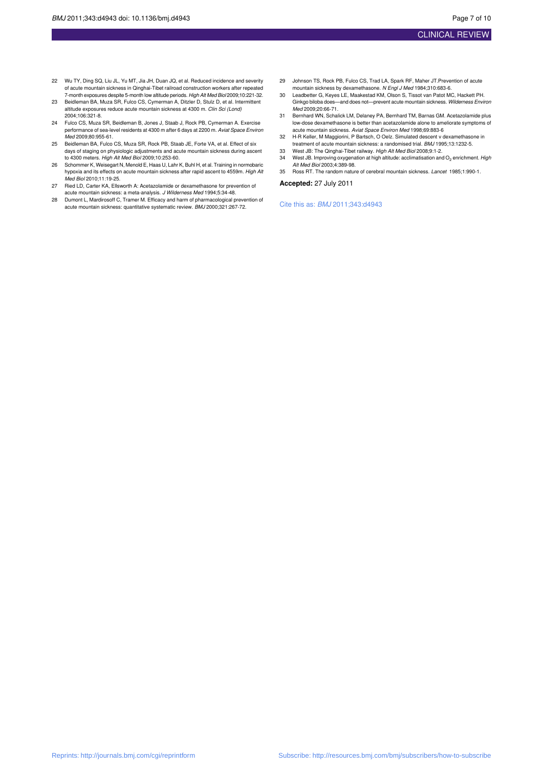22. Wu TY, Ding SQ, Liu JL, Yu MT, Jia JH, Duan JQ, et al. Reduced incidence and severity of acute mountain sickness in Qinghai-Tibet railroad construction workers after repeated 7-month exposures despite 5-month low altitude periods. *High Alt Med Biol* 2009;10:221-32.
23. Beidleman BA, Muza SR, Fulco CS, Cymerman A, Ditzler D, Stulz D, et al. Intermittent altitude exposures reduce acute mountain sickness at 4300 m. *Clin Sci (Lond)* 2004;106:321-8.
24. Fulco CS, Muza SR, Beidleman B, Jones J, Staab J, Rock PB, Cymerman A. Exercise performance of sea-level residents at 4300 m after 6 days at 2200 m. *Aviat Space Environ Med* 2009;80:955-61.
25. Beidleman BA, Fulco CS, Muza SR, Rock PB, Staab JE, Forte VA, et al. Effect of six days of staging on physiologic adjustments and acute mountain sickness during ascent to 4300 meters. *High Alt Med Biol* 2009;10:253-60.
26. Schommer K, Weisegart N, Menold E, Haas U, Lahr K, Buhl H, et al. Training in normobaric hypoxia and its effects on acute mountain sickness after rapid ascent to 4559m. *High Alt Med Biol* 2010;11:19-25.
27. Ried LD, Carter KA, Ellsworth A: Acetazolamide or dexamethasone for prevention of acute mountain sickness: a meta-analysis. *J Wilderness Med* 1994;5:34-48.
28. Dumont L, Mardirosoff C, Tramer M. Efficacy and harm of pharmacological prevention of acute mountain sickness: quantitative systematic review. *BMJ* 2000;321:267-72.
29. Johnson TS, Rock PB, Fulco CS, Trad LA, Spark RF, Maher JT.Prevention of acute mountain sickness by dexamethasone. *N Engl J Med* 1984;310:683-6.
30. Leadbetter G, Keyes LE, Maakestad KM, Olson S, Tissot van Patot MC, Hackett PH. Ginkgo biloba does—and does not—prevent acute mountain sickness. *Wilderness Environ Med* 2009;20:66-71.
31. Bernhard WN, Schalick LM, Delaney PA, Bernhard TM, Barnas GM. Acetazolamide plus low-dose dexamethasone is better than acetazolamide alone to ameliorate symptoms of acute mountain sickness. *Aviat Space Environ Med* 1998;69:883-6
32. H-R Keller, M Maggiorini, P Bartsch, O Oelz. Simulated descent v dexamethasone in treatment of acute mountain sickness: a randomised trial. *BMJ* 1995;13:1232-5.
33. West JB: The Qinghai-Tibet railway. *High Alt Med Biol* 2008;9:1-2.
34. West JB. Improving oxygenation at high altitude: acclimatisation and $O_2$ enrichment. *High Alt Med Biol* 2003;4:389-98.
35. Ross RT. The random nature of cerebral mountain sickness. *Lancet* 1985;1:990-1.

**Accepted:** 27 July 2011

Cite this as: *BMJ* 2011;343:d4943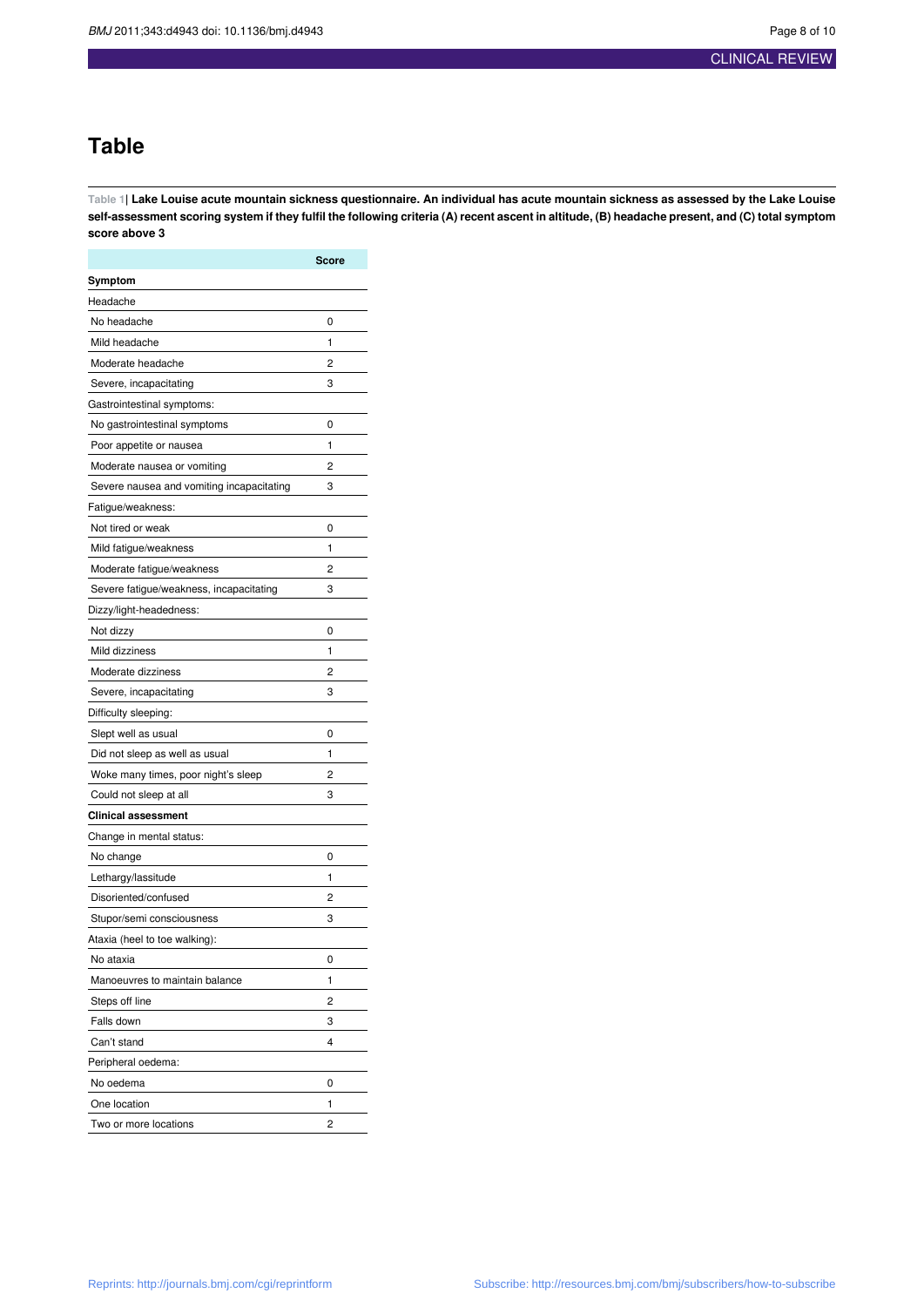# Table

**Table 1| Lake Louise acute mountain sickness questionnaire. An individual has acute mountain sickness as assessed by the Lake Louise self-assessment scoring system if they fulfil the following criteria (A) recent ascent in altitude, (B) headache present, and (C) total symptom score above 3**

| | Score |
|---|---|
| **Symptom** | |
| Headache | |
| No headache | 0 |
| Mild headache | 1 |
| Moderate headache | 2 |
| Severe, incapacitating | 3 |
| Gastrointestinal symptoms: | |
| No gastrointestinal symptoms | 0 |
| Poor appetite or nausea | 1 |
| Moderate nausea or vomiting | 2 |
| Severe nausea and vomiting incapacitating | 3 |
| Fatigue/weakness: | |
| Not tired or weak | 0 |
| Mild fatigue/weakness | 1 |
| Moderate fatigue/weakness | 2 |
| Severe fatigue/weakness, incapacitating | 3 |
| Dizzy/light-headedness: | |
| Not dizzy | 0 |
| Mild dizziness | 1 |
| Moderate dizziness | 2 |
| Severe, incapacitating | 3 |
| Difficulty sleeping: | |
| Slept well as usual | 0 |
| Did not sleep as well as usual | 1 |
| Woke many times, poor night's sleep | 2 |
| Could not sleep at all | 3 |
| **Clinical assessment** | |
| Change in mental status: | |
| No change | 0 |
| Lethargy/lassitude | 1 |
| Disoriented/confused | 2 |
| Stupor/semi consciousness | 3 |
| Ataxia (heel to toe walking): | |
| No ataxia | 0 |
| Manoeuvres to maintain balance | 1 |
| Steps off line | 2 |
| Falls down | 3 |
| Can't stand | 4 |
| Peripheral oedema: | |
| No oedema | 0 |
| One location | 1 |
| Two or more locations | 2 |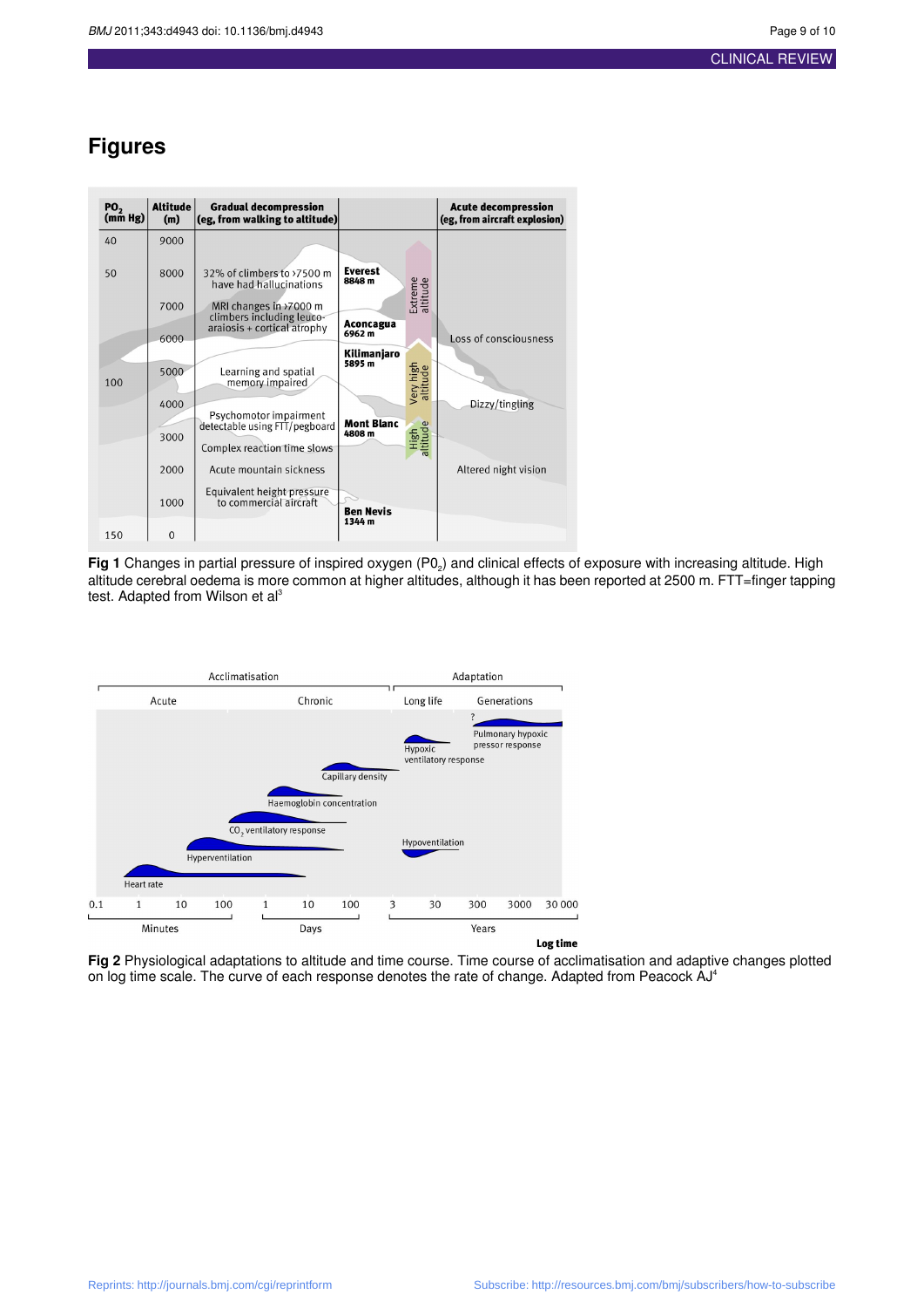# Figures

Fig 1 table content:

| $PO_2$ (mm Hg) | Altitude (m) | Gradual decompression (eg, from walking to altitude) | | Acute decompression (eg, from aircraft explosion) |
|---|---|---|---|---|
| 40 | 9000 | | | |
| 50 | 8000 | 32% of climbers to >7500 m have had hallucinations | Everest 8848 m | |
| | 7000 | MRI changes in >7000 m climbers including leuco-araiosis + cortical atrophy | Aconcagua 6962 m | |
| | 6000 | | | Loss of consciousness |
| 100 | 5000 | Learning and spatial memory impaired | Kilimanjaro 5895 m | |
| | 4000 | Psychomotor impairment detectable using FTT/pegboard | | Dizzy/tingling |
| | 3000 | Complex reaction time slows | Mont Blanc 4808 m | |
| | 2000 | Acute mountain sickness | | Altered night vision |
| | 1000 | Equivalent height pressure to commercial aircraft | Ben Nevis 1344 m | |
| 150 | 0 | | | |

**Fig 1** Changes in partial pressure of inspired oxygen ($PO_2$) and clinical effects of exposure with increasing altitude. High altitude cerebral oedema is more common at higher altitudes, although it has been reported at 2500 m. FTT=finger tapping test. Adapted from Wilson et al[3]

**Fig 2** Physiological adaptations to altitude and time course. Time course of acclimatisation and adaptive changes plotted on log time scale. The curve of each response denotes the rate of change. Adapted from Peacock AJ[4]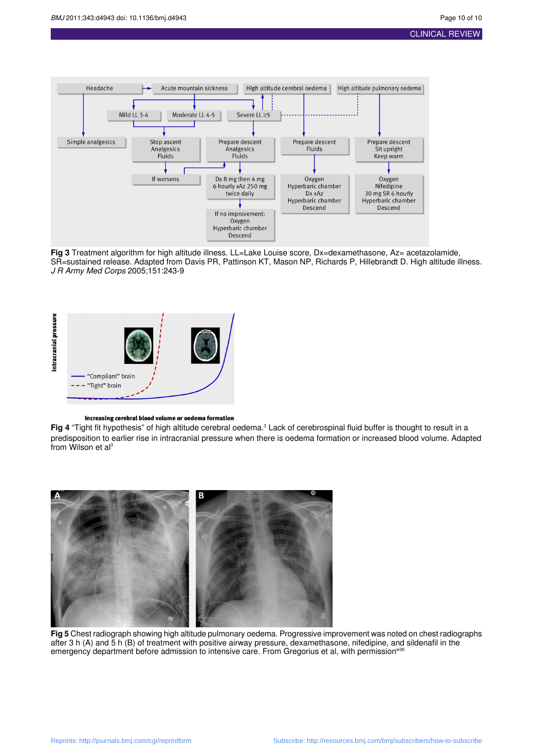Headache

Acute mountain sickness

High altitude cerebral oedema

High altitude pulmonary oedema

Mild LL 3-4

Moderate LL 4-5

Severe LL ≥5

Simple analgesics

Stop ascent
Analgesics
Fluids

Prepare descent
Analgesics
Fluids

Prepare descent
Fluids

Prepare descent
Sit upright
Keep warm

If worsens

Dx 8 mg then 4 mg
6 hourly ±Az 250 mg
twice daily

Oxygen
Hyperbaric chamber
Dx ±Az
Hyperbaric chamber
Descend

Oxygen
Nifedipine
30 mg SR 6 hourly
Hyperbaric chamber
Descend

If no improvement:
Oxygen
Hyperbaric chamber
Descend

**Fig 3** Treatment algorithm for high altitude illness. LL=Lake Louise score, Dx=dexamethasone, Az= acetazolamide, SR=sustained release. Adapted from Davis PR, Pattinson KT, Mason NP, Richards P, Hillebrandt D. High altitude illness. *J R Army Med Corps* 2005;151:243-9

Intracranial pressure

"Compliant" brain

"Tight" brain

Increasing cerebral blood volume or oedema formation

**Fig 4** "Tight fit hypothesis" of high altitude cerebral oedema.[3] Lack of cerebrospinal fluid buffer is thought to result in a predisposition to earlier rise in intracranial pressure when there is oedema formation or increased blood volume. Adapted from Wilson et al[3]

A

B

**Fig 5** Chest radiograph showing high altitude pulmonary oedema. Progressive improvement was noted on chest radiographs after 3 h (A) and 5 h (B) of treatment with positive airway pressure, dexamethasone, nifedipine, and sildenafil in the emergency department before admission to intensive care. From Gregorius et al, with permission[w36]